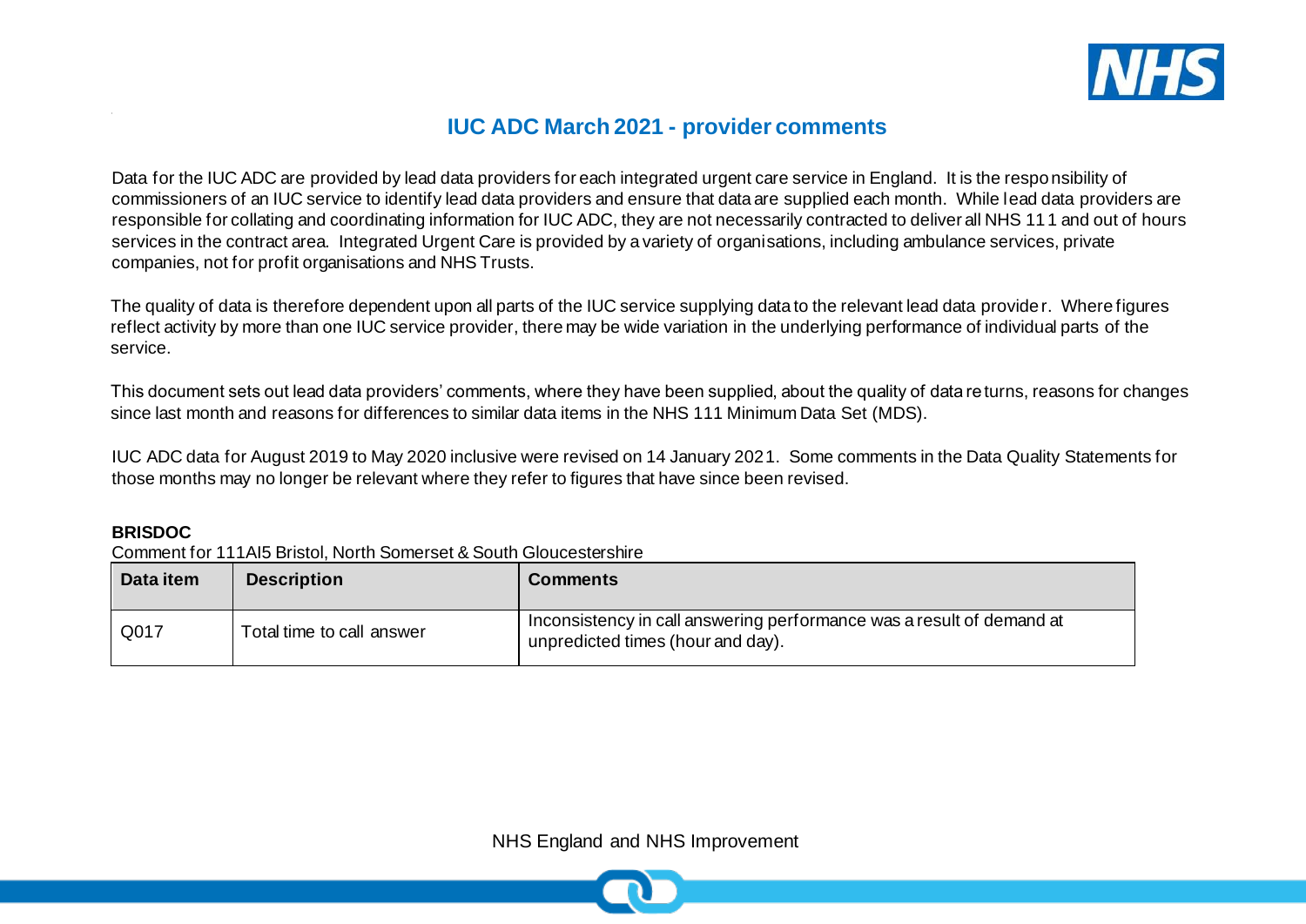# IUC ADC March 2021 - provider comments

Data for the IUC ADC are provided by lead data providers for each integrated urgent care service in England. It is the responsibility of commissioners of an IUC service to identify lead data providers and ensure that data are supplied each month. While lead data providers are responsible for collating and coordinating information for IUC ADC, they are not necessarily contracted to deliver all NHS 111 and out of hours services in the contract area. Integrated Urgent Care is provided by a variety of organisations, including ambulance services, private companies, not for profit organisations and NHS Trusts.

The quality of data is therefore dependent upon all parts of the IUC service supplying data to the relevant lead data provider. Where figures reflect activity by more than one IUC service provider, there may be wide variation in the underlying performance of individual parts of the service.

This document sets out lead data providers' comments, where they have been supplied, about the quality of data returns, reasons for changes since last month and reasons for differences to similar data items in the NHS 111 Minimum Data Set (MDS).

IUC ADC data for August 2019 to May 2020 inclusive were revised on 14 January 2021. Some comments in the Data Quality Statements for those months may no longer be relevant where they refer to figures that have since been revised.

**BRISDOC**

Comment for 111AI5 Bristol, North Somerset & South Gloucestershire

| Data item | Description | Comments |
|---|---|---|
| Q017 | Total time to call answer | Inconsistency in call answering performance was a result of demand at unpredicted times (hour and day). |

NHS England and NHS Improvement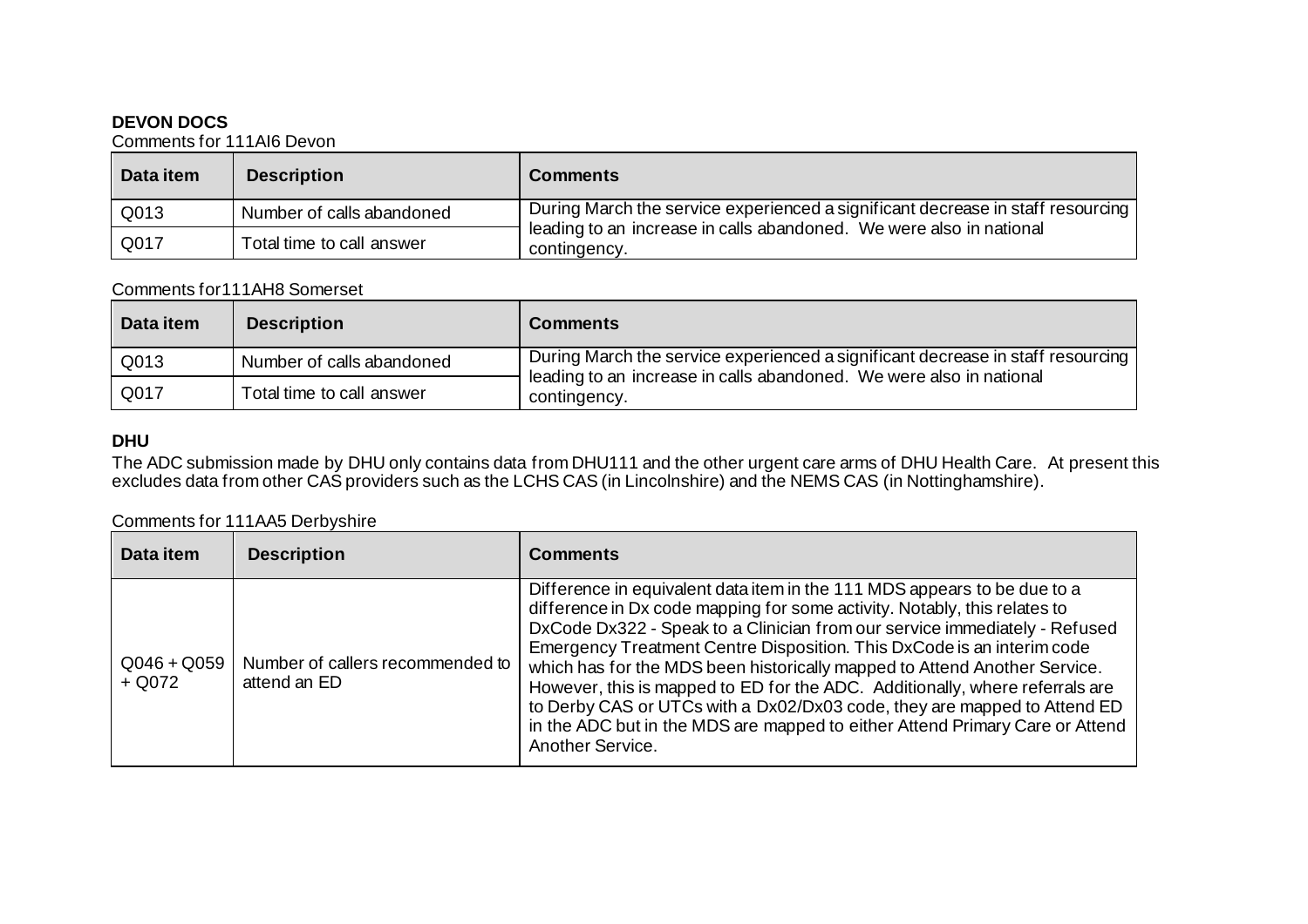**DEVON DOCS**

Comments for 111AI6 Devon

| Data item | Description | Comments |
|---|---|---|
| Q013 | Number of calls abandoned | During March the service experienced a significant decrease in staff resourcing leading to an increase in calls abandoned. We were also in national contingency. |
| Q017 | Total time to call answer | |

Comments for111AH8 Somerset

| Data item | Description | Comments |
|---|---|---|
| Q013 | Number of calls abandoned | During March the service experienced a significant decrease in staff resourcing leading to an increase in calls abandoned. We were also in national contingency. |
| Q017 | Total time to call answer | |

**DHU**

The ADC submission made by DHU only contains data from DHU111 and the other urgent care arms of DHU Health Care. At present this excludes data from other CAS providers such as the LCHS CAS (in Lincolnshire) and the NEMS CAS (in Nottinghamshire).

Comments for 111AA5 Derbyshire

| Data item | Description | Comments |
|---|---|---|
| Q046 + Q059 + Q072 | Number of callers recommended to attend an ED | Difference in equivalent data item in the 111 MDS appears to be due to a difference in Dx code mapping for some activity. Notably, this relates to DxCode Dx322 - Speak to a Clinician from our service immediately - Refused Emergency Treatment Centre Disposition. This DxCode is an interim code which has for the MDS been historically mapped to Attend Another Service. However, this is mapped to ED for the ADC. Additionally, where referrals are to Derby CAS or UTCs with a Dx02/Dx03 code, they are mapped to Attend ED in the ADC but in the MDS are mapped to either Attend Primary Care or Attend Another Service. |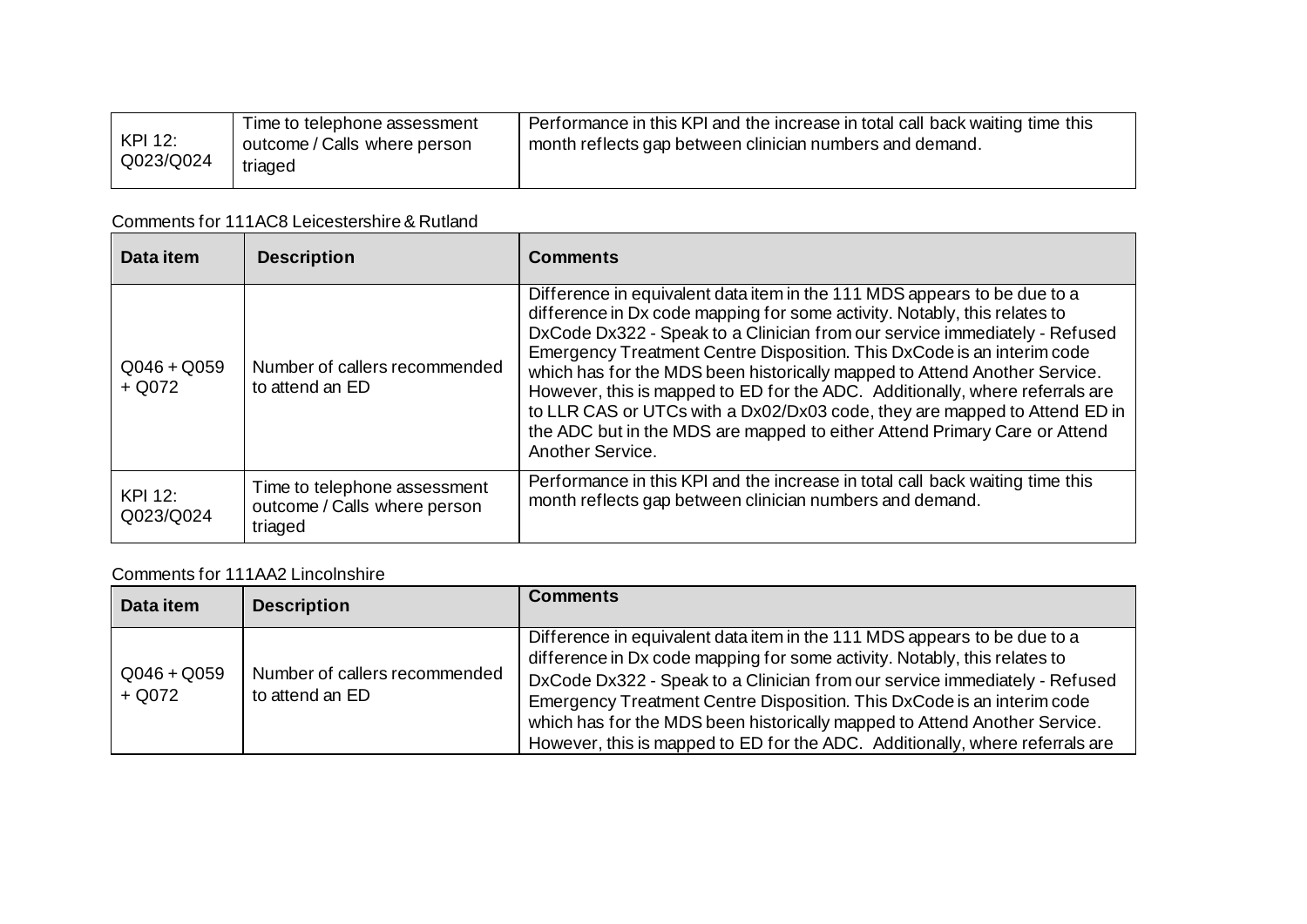| KPI 12: Q023/Q024 | Time to telephone assessment outcome / Calls where person triaged | Performance in this KPI and the increase in total call back waiting time this month reflects gap between clinician numbers and demand. |
|---|---|---|

Comments for 111AC8 Leicestershire & Rutland

| Data item | Description | Comments |
|---|---|---|
| Q046 + Q059 + Q072 | Number of callers recommended to attend an ED | Difference in equivalent data item in the 111 MDS appears to be due to a difference in Dx code mapping for some activity. Notably, this relates to DxCode Dx322 - Speak to a Clinician from our service immediately - Refused Emergency Treatment Centre Disposition. This DxCode is an interim code which has for the MDS been historically mapped to Attend Another Service. However, this is mapped to ED for the ADC. Additionally, where referrals are to LLR CAS or UTCs with a Dx02/Dx03 code, they are mapped to Attend ED in the ADC but in the MDS are mapped to either Attend Primary Care or Attend Another Service. |
| KPI 12: Q023/Q024 | Time to telephone assessment outcome / Calls where person triaged | Performance in this KPI and the increase in total call back waiting time this month reflects gap between clinician numbers and demand. |

Comments for 111AA2 Lincolnshire

| Data item | Description | Comments |
|---|---|---|
| Q046 + Q059 + Q072 | Number of callers recommended to attend an ED | Difference in equivalent data item in the 111 MDS appears to be due to a difference in Dx code mapping for some activity. Notably, this relates to DxCode Dx322 - Speak to a Clinician from our service immediately - Refused Emergency Treatment Centre Disposition. This DxCode is an interim code which has for the MDS been historically mapped to Attend Another Service. However, this is mapped to ED for the ADC. Additionally, where referrals are |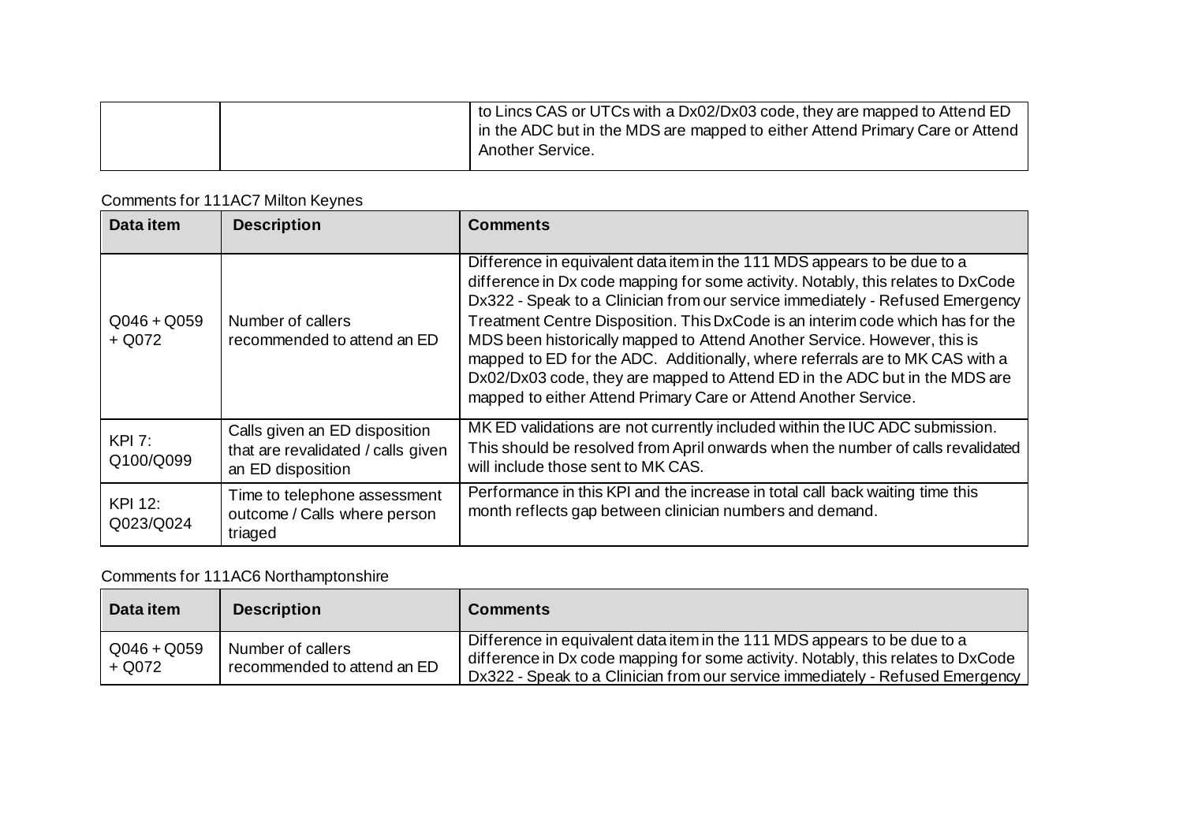| | | to Lincs CAS or UTCs with a Dx02/Dx03 code, they are mapped to Attend ED in the ADC but in the MDS are mapped to either Attend Primary Care or Attend Another Service. |
|---|---|---|

Comments for 111AC7 Milton Keynes

| Data item | Description | Comments |
|---|---|---|
| Q046 + Q059 + Q072 | Number of callers recommended to attend an ED | Difference in equivalent data item in the 111 MDS appears to be due to a difference in Dx code mapping for some activity. Notably, this relates to DxCode Dx322 - Speak to a Clinician from our service immediately - Refused Emergency Treatment Centre Disposition. This DxCode is an interim code which has for the MDS been historically mapped to Attend Another Service. However, this is mapped to ED for the ADC. Additionally, where referrals are to MK CAS with a Dx02/Dx03 code, they are mapped to Attend ED in the ADC but in the MDS are mapped to either Attend Primary Care or Attend Another Service. |
| KPI 7: Q100/Q099 | Calls given an ED disposition that are revalidated / calls given an ED disposition | MK ED validations are not currently included within the IUC ADC submission. This should be resolved from April onwards when the number of calls revalidated will include those sent to MK CAS. |
| KPI 12: Q023/Q024 | Time to telephone assessment outcome / Calls where person triaged | Performance in this KPI and the increase in total call back waiting time this month reflects gap between clinician numbers and demand. |

Comments for 111AC6 Northamptonshire

| Data item | Description | Comments |
|---|---|---|
| Q046 + Q059 + Q072 | Number of callers recommended to attend an ED | Difference in equivalent data item in the 111 MDS appears to be due to a difference in Dx code mapping for some activity. Notably, this relates to DxCode Dx322 - Speak to a Clinician from our service immediately - Refused Emergency |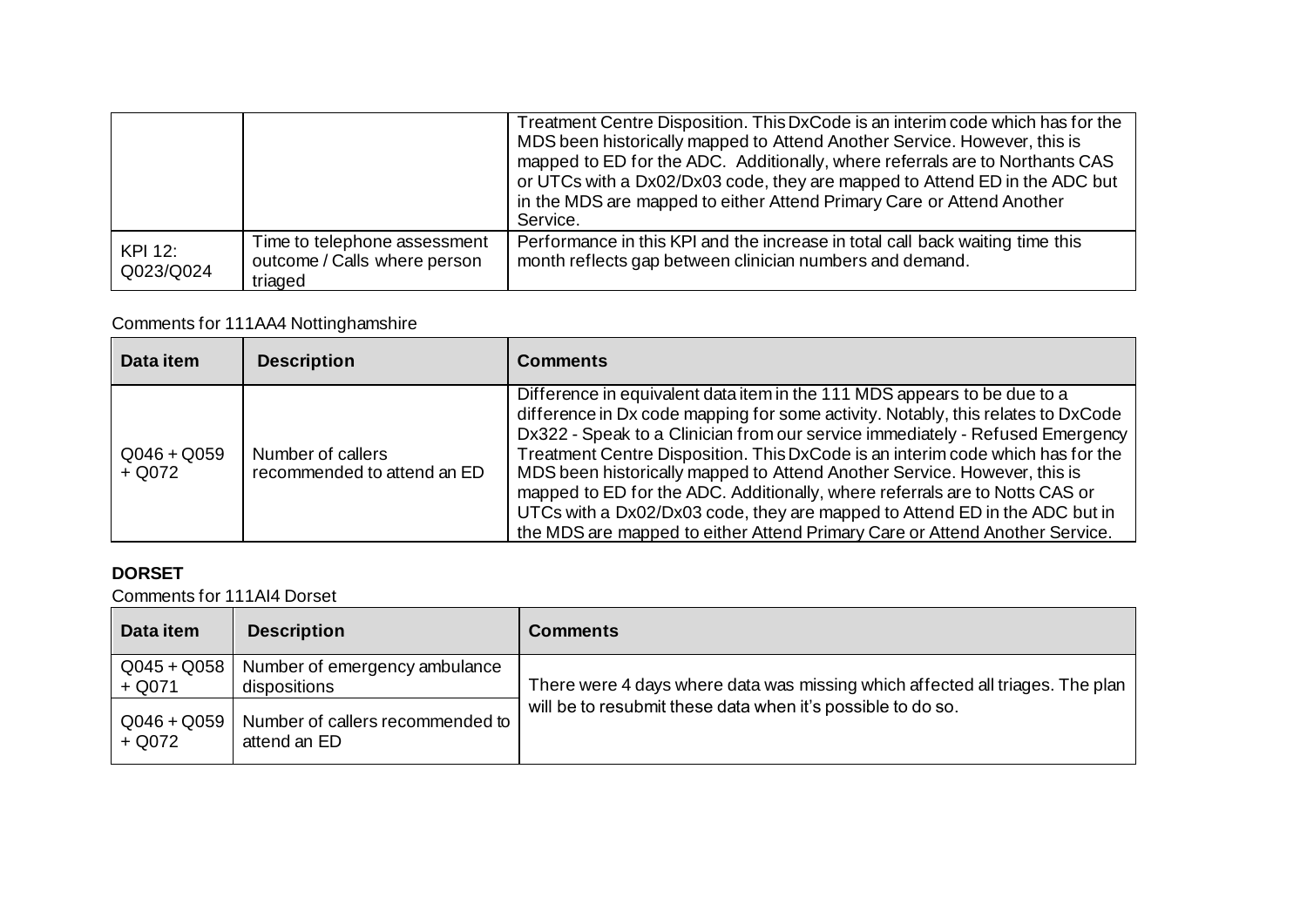| | | |
|---|---|---|
| | | Treatment Centre Disposition. This DxCode is an interim code which has for the MDS been historically mapped to Attend Another Service. However, this is mapped to ED for the ADC. Additionally, where referrals are to Northants CAS or UTCs with a Dx02/Dx03 code, they are mapped to Attend ED in the ADC but in the MDS are mapped to either Attend Primary Care or Attend Another Service. |
| KPI 12: Q023/Q024 | Time to telephone assessment outcome / Calls where person triaged | Performance in this KPI and the increase in total call back waiting time this month reflects gap between clinician numbers and demand. |

Comments for 111AA4 Nottinghamshire

| Data item | Description | Comments |
|---|---|---|
| Q046 + Q059 + Q072 | Number of callers recommended to attend an ED | Difference in equivalent data item in the 111 MDS appears to be due to a difference in Dx code mapping for some activity. Notably, this relates to DxCode Dx322 - Speak to a Clinician from our service immediately - Refused Emergency Treatment Centre Disposition. This DxCode is an interim code which has for the MDS been historically mapped to Attend Another Service. However, this is mapped to ED for the ADC. Additionally, where referrals are to Notts CAS or UTCs with a Dx02/Dx03 code, they are mapped to Attend ED in the ADC but in the MDS are mapped to either Attend Primary Care or Attend Another Service. |

**DORSET**

Comments for 111AI4 Dorset

| Data item | Description | Comments |
|---|---|---|
| Q045 + Q058 + Q071 | Number of emergency ambulance dispositions | There were 4 days where data was missing which affected all triages. The plan will be to resubmit these data when it's possible to do so. |
| Q046 + Q059 + Q072 | Number of callers recommended to attend an ED | |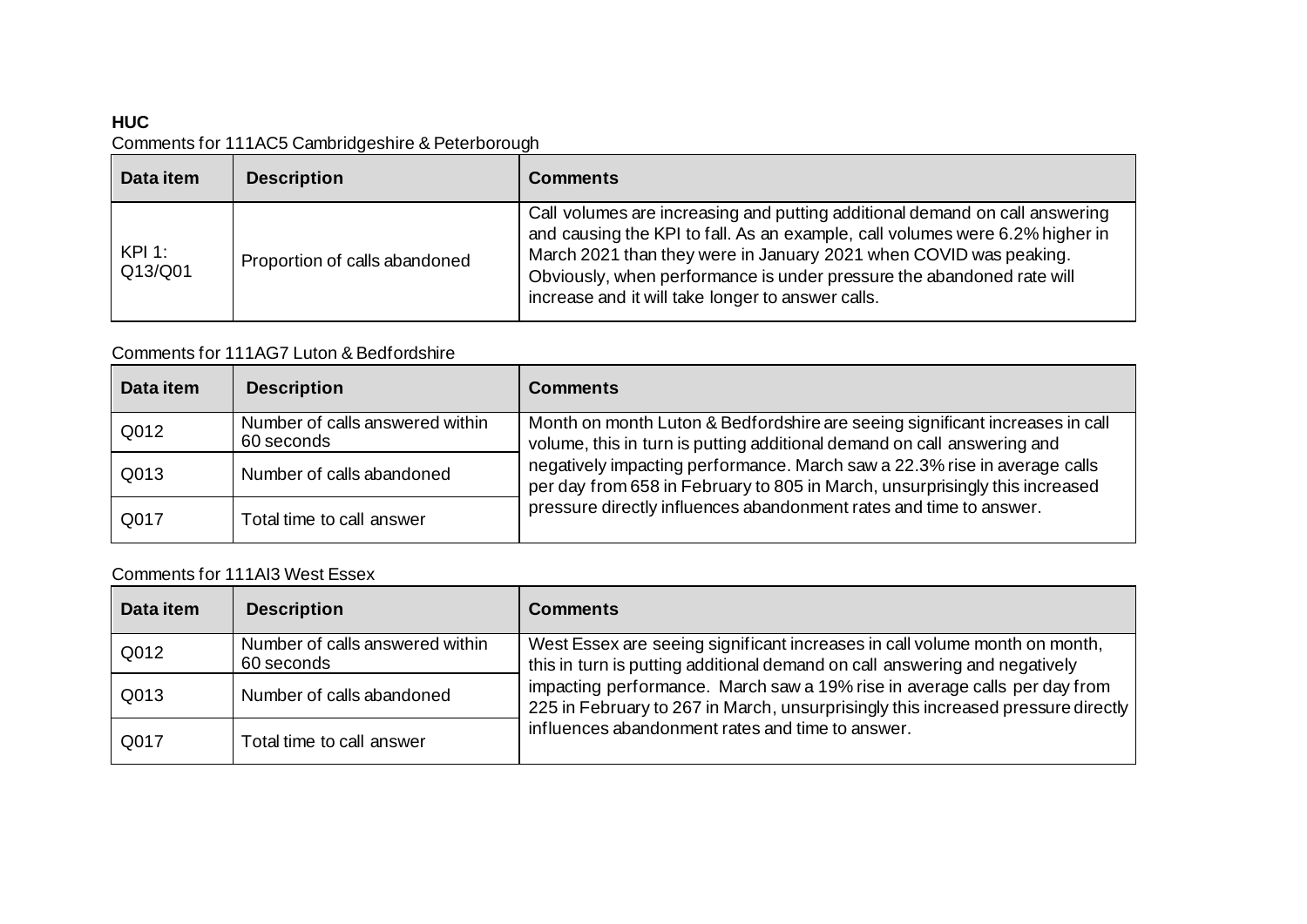**HUC**

Comments for 111AC5 Cambridgeshire & Peterborough

| Data item | Description | Comments |
| --- | --- | --- |
| KPI 1: Q13/Q01 | Proportion of calls abandoned | Call volumes are increasing and putting additional demand on call answering and causing the KPI to fall. As an example, call volumes were 6.2% higher in March 2021 than they were in January 2021 when COVID was peaking. Obviously, when performance is under pressure the abandoned rate will increase and it will take longer to answer calls. |

Comments for 111AG7 Luton & Bedfordshire

| Data item | Description | Comments |
| --- | --- | --- |
| Q012 | Number of calls answered within 60 seconds | Month on month Luton & Bedfordshire are seeing significant increases in call volume, this in turn is putting additional demand on call answering and negatively impacting performance. March saw a 22.3% rise in average calls per day from 658 in February to 805 in March, unsurprisingly this increased pressure directly influences abandonment rates and time to answer. |
| Q013 | Number of calls abandoned | |
| Q017 | Total time to call answer | |

Comments for 111AI3 West Essex

| Data item | Description | Comments |
| --- | --- | --- |
| Q012 | Number of calls answered within 60 seconds | West Essex are seeing significant increases in call volume month on month, this in turn is putting additional demand on call answering and negatively impacting performance. March saw a 19% rise in average calls per day from 225 in February to 267 in March, unsurprisingly this increased pressure directly influences abandonment rates and time to answer. |
| Q013 | Number of calls abandoned | |
| Q017 | Total time to call answer | |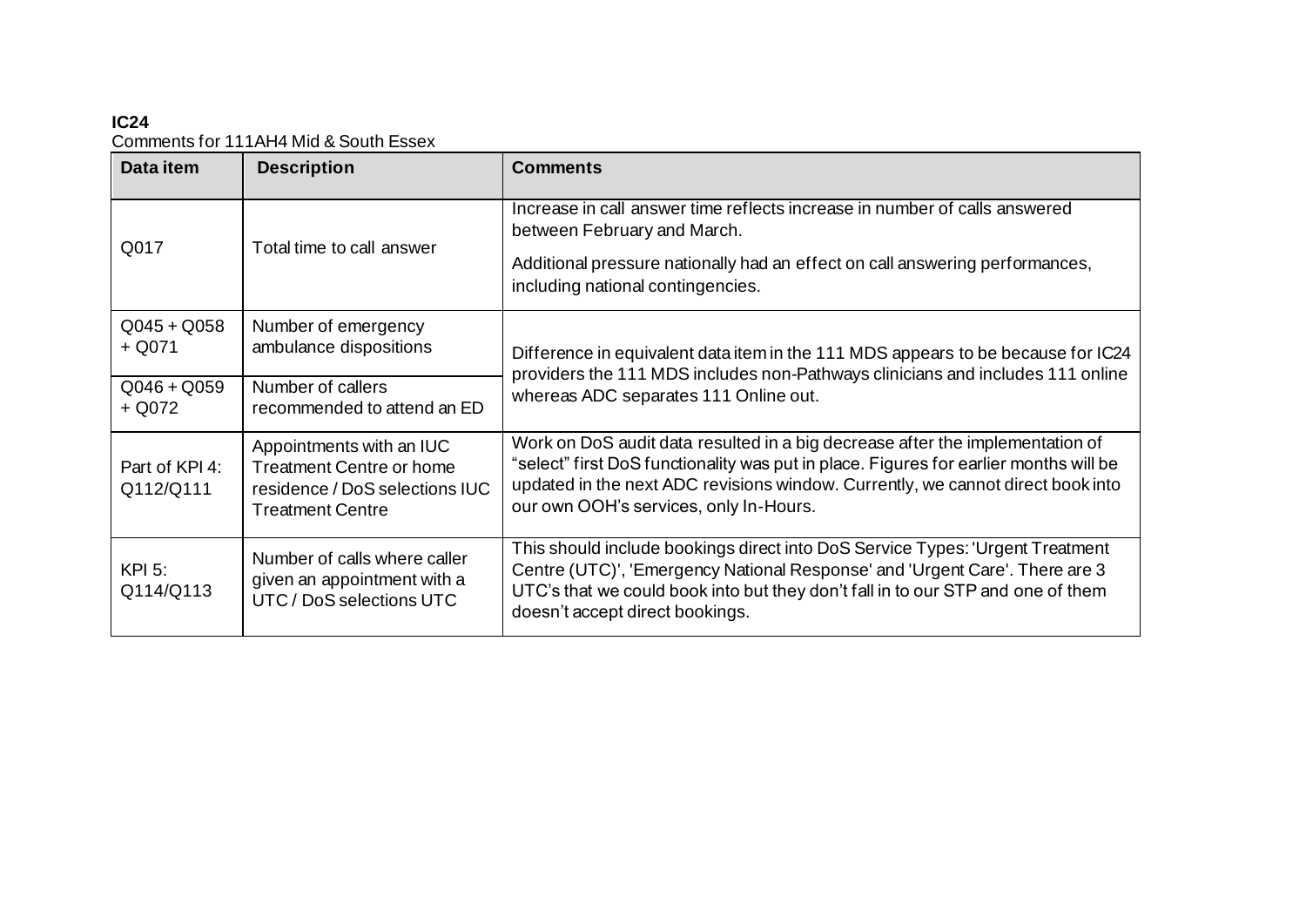**IC24**

Comments for 111AH4 Mid & South Essex

| Data item | Description | Comments |
|---|---|---|
| Q017 | Total time to call answer | Increase in call answer time reflects increase in number of calls answered between February and March.<br><br>Additional pressure nationally had an effect on call answering performances, including national contingencies. |
| Q045 + Q058 + Q071 | Number of emergency ambulance dispositions | Difference in equivalent data item in the 111 MDS appears to be because for IC24 providers the 111 MDS includes non-Pathways clinicians and includes 111 online whereas ADC separates 111 Online out. |
| Q046 + Q059 + Q072 | Number of callers recommended to attend an ED | |
| Part of KPI 4: Q112/Q111 | Appointments with an IUC Treatment Centre or home residence / DoS selections IUC Treatment Centre | Work on DoS audit data resulted in a big decrease after the implementation of "select" first DoS functionality was put in place. Figures for earlier months will be updated in the next ADC revisions window. Currently, we cannot direct book into our own OOH's services, only In-Hours. |
| KPI 5: Q114/Q113 | Number of calls where caller given an appointment with a UTC / DoS selections UTC | This should include bookings direct into DoS Service Types: 'Urgent Treatment Centre (UTC)', 'Emergency National Response' and 'Urgent Care'. There are 3 UTC's that we could book into but they don't fall in to our STP and one of them doesn't accept direct bookings. |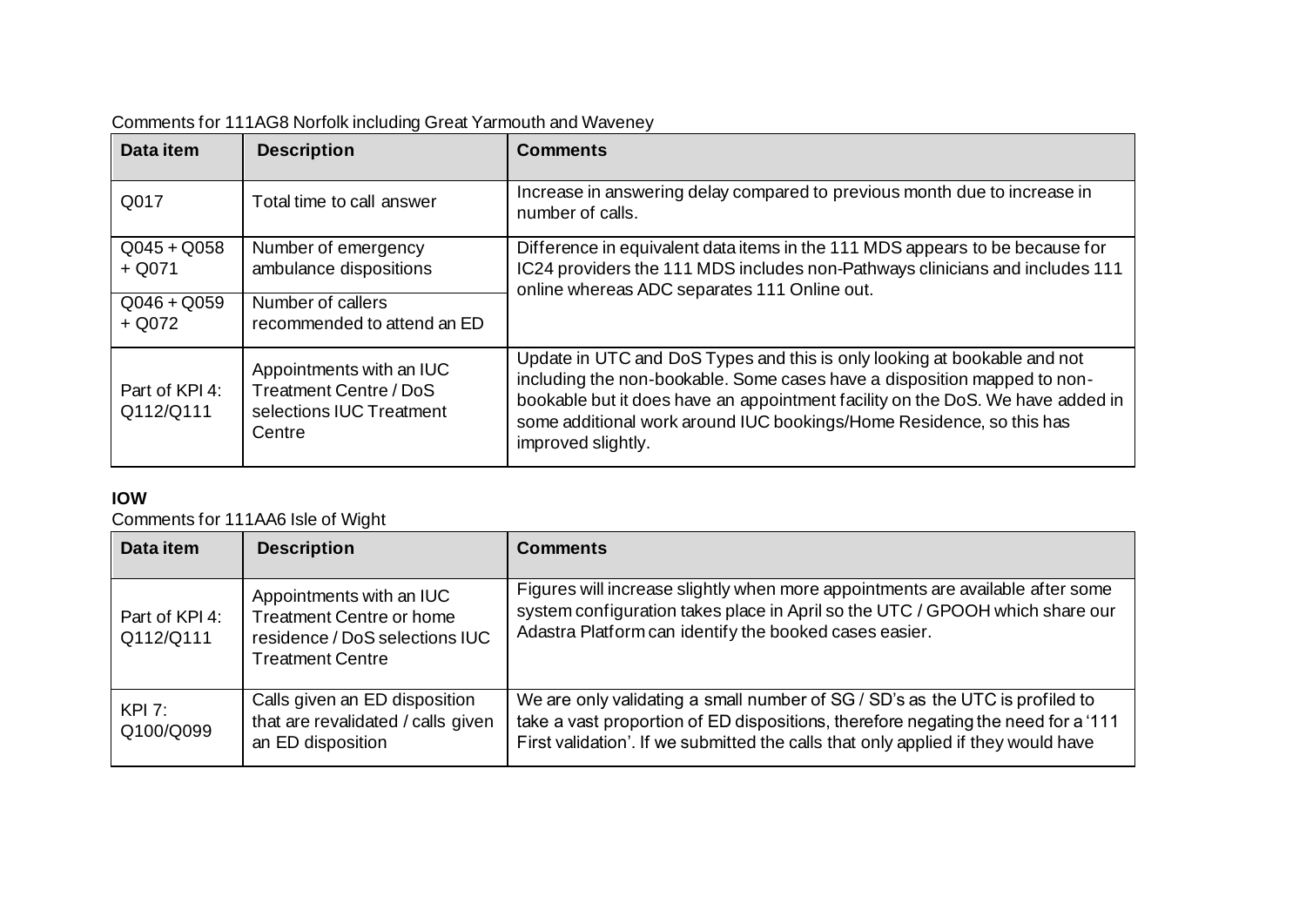Comments for 111AG8 Norfolk including Great Yarmouth and Waveney

| Data item | Description | Comments |
|---|---|---|
| Q017 | Total time to call answer | Increase in answering delay compared to previous month due to increase in number of calls. |
| Q045 + Q058 + Q071 | Number of emergency ambulance dispositions | Difference in equivalent data items in the 111 MDS appears to be because for IC24 providers the 111 MDS includes non-Pathways clinicians and includes 111 online whereas ADC separates 111 Online out. |
| Q046 + Q059 + Q072 | Number of callers recommended to attend an ED | |
| Part of KPI 4: Q112/Q111 | Appointments with an IUC Treatment Centre / DoS selections IUC Treatment Centre | Update in UTC and DoS Types and this is only looking at bookable and not including the non-bookable. Some cases have a disposition mapped to non-bookable but it does have an appointment facility on the DoS. We have added in some additional work around IUC bookings/Home Residence, so this has improved slightly. |

**IOW**

Comments for 111AA6 Isle of Wight

| Data item | Description | Comments |
|---|---|---|
| Part of KPI 4: Q112/Q111 | Appointments with an IUC Treatment Centre or home residence / DoS selections IUC Treatment Centre | Figures will increase slightly when more appointments are available after some system configuration takes place in April so the UTC / GPOOH which share our Adastra Platform can identify the booked cases easier. |
| KPI 7: Q100/Q099 | Calls given an ED disposition that are revalidated / calls given an ED disposition | We are only validating a small number of SG / SD's as the UTC is profiled to take a vast proportion of ED dispositions, therefore negating the need for a '111 First validation'. If we submitted the calls that only applied if they would have |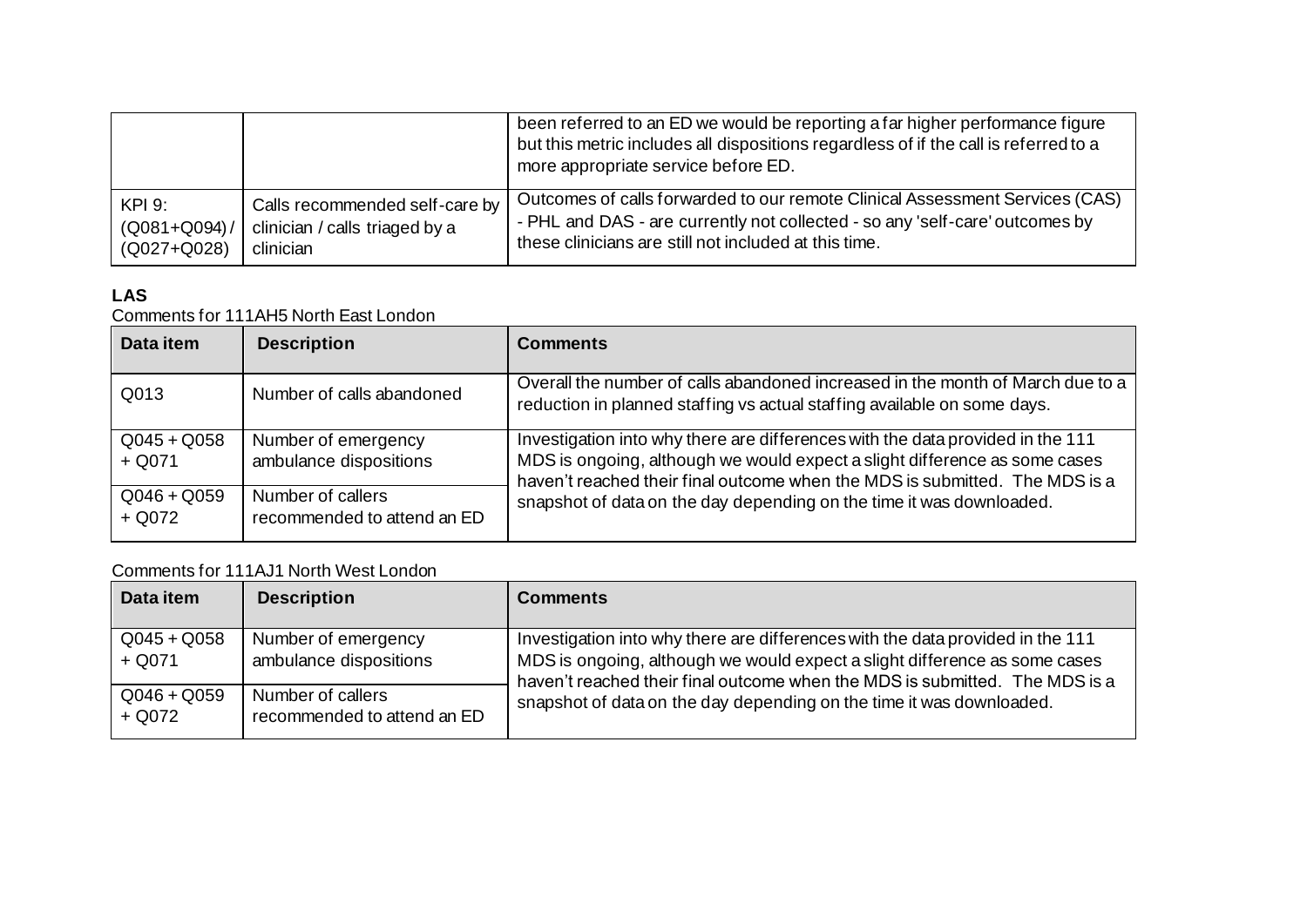| | | |
|---|---|---|
| | | been referred to an ED we would be reporting a far higher performance figure but this metric includes all dispositions regardless of if the call is referred to a more appropriate service before ED. |
| KPI 9: (Q081+Q094) / (Q027+Q028) | Calls recommended self-care by clinician / calls triaged by a clinician | Outcomes of calls forwarded to our remote Clinical Assessment Services (CAS) - PHL and DAS - are currently not collected - so any 'self-care' outcomes by these clinicians are still not included at this time. |

**LAS**

Comments for 111AH5 North East London

| Data item | Description | Comments |
|---|---|---|
| Q013 | Number of calls abandoned | Overall the number of calls abandoned increased in the month of March due to a reduction in planned staffing vs actual staffing available on some days. |
| Q045 + Q058 + Q071 | Number of emergency ambulance dispositions | Investigation into why there are differences with the data provided in the 111 MDS is ongoing, although we would expect a slight difference as some cases haven't reached their final outcome when the MDS is submitted. The MDS is a snapshot of data on the day depending on the time it was downloaded. |
| Q046 + Q059 + Q072 | Number of callers recommended to attend an ED | |

Comments for 111AJ1 North West London

| Data item | Description | Comments |
|---|---|---|
| Q045 + Q058 + Q071 | Number of emergency ambulance dispositions | Investigation into why there are differences with the data provided in the 111 MDS is ongoing, although we would expect a slight difference as some cases haven't reached their final outcome when the MDS is submitted. The MDS is a snapshot of data on the day depending on the time it was downloaded. |
| Q046 + Q059 + Q072 | Number of callers recommended to attend an ED | |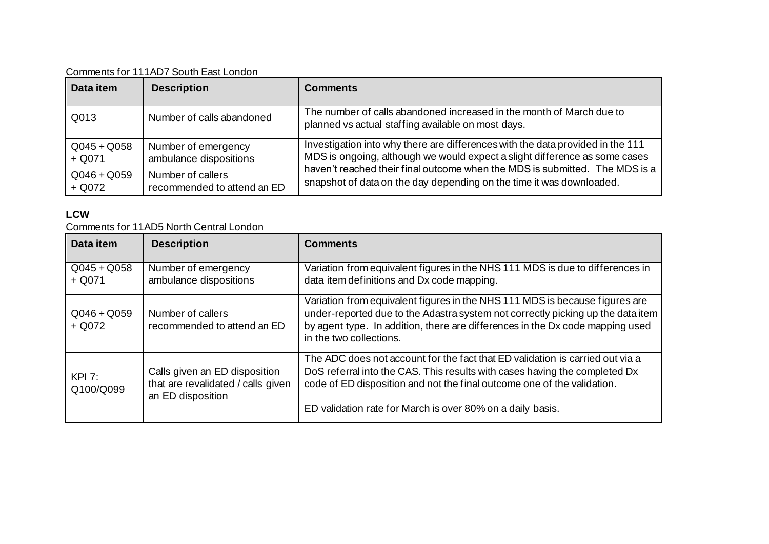Comments for 111AD7 South East London

| Data item | Description | Comments |
|---|---|---|
| Q013 | Number of calls abandoned | The number of calls abandoned increased in the month of March due to planned vs actual staffing available on most days. |
| Q045 + Q058 + Q071 | Number of emergency ambulance dispositions | Investigation into why there are differences with the data provided in the 111 MDS is ongoing, although we would expect a slight difference as some cases haven't reached their final outcome when the MDS is submitted. The MDS is a snapshot of data on the day depending on the time it was downloaded. |
| Q046 + Q059 + Q072 | Number of callers recommended to attend an ED | |

**LCW**

Comments for 11AD5 North Central London

| Data item | Description | Comments |
|---|---|---|
| Q045 + Q058 + Q071 | Number of emergency ambulance dispositions | Variation from equivalent figures in the NHS 111 MDS is due to differences in data item definitions and Dx code mapping. |
| Q046 + Q059 + Q072 | Number of callers recommended to attend an ED | Variation from equivalent figures in the NHS 111 MDS is because figures are under-reported due to the Adastra system not correctly picking up the data item by agent type. In addition, there are differences in the Dx code mapping used in the two collections. |
| KPI 7: Q100/Q099 | Calls given an ED disposition that are revalidated / calls given an ED disposition | The ADC does not account for the fact that ED validation is carried out via a DoS referral into the CAS. This results with cases having the completed Dx code of ED disposition and not the final outcome one of the validation.<br><br>ED validation rate for March is over 80% on a daily basis. |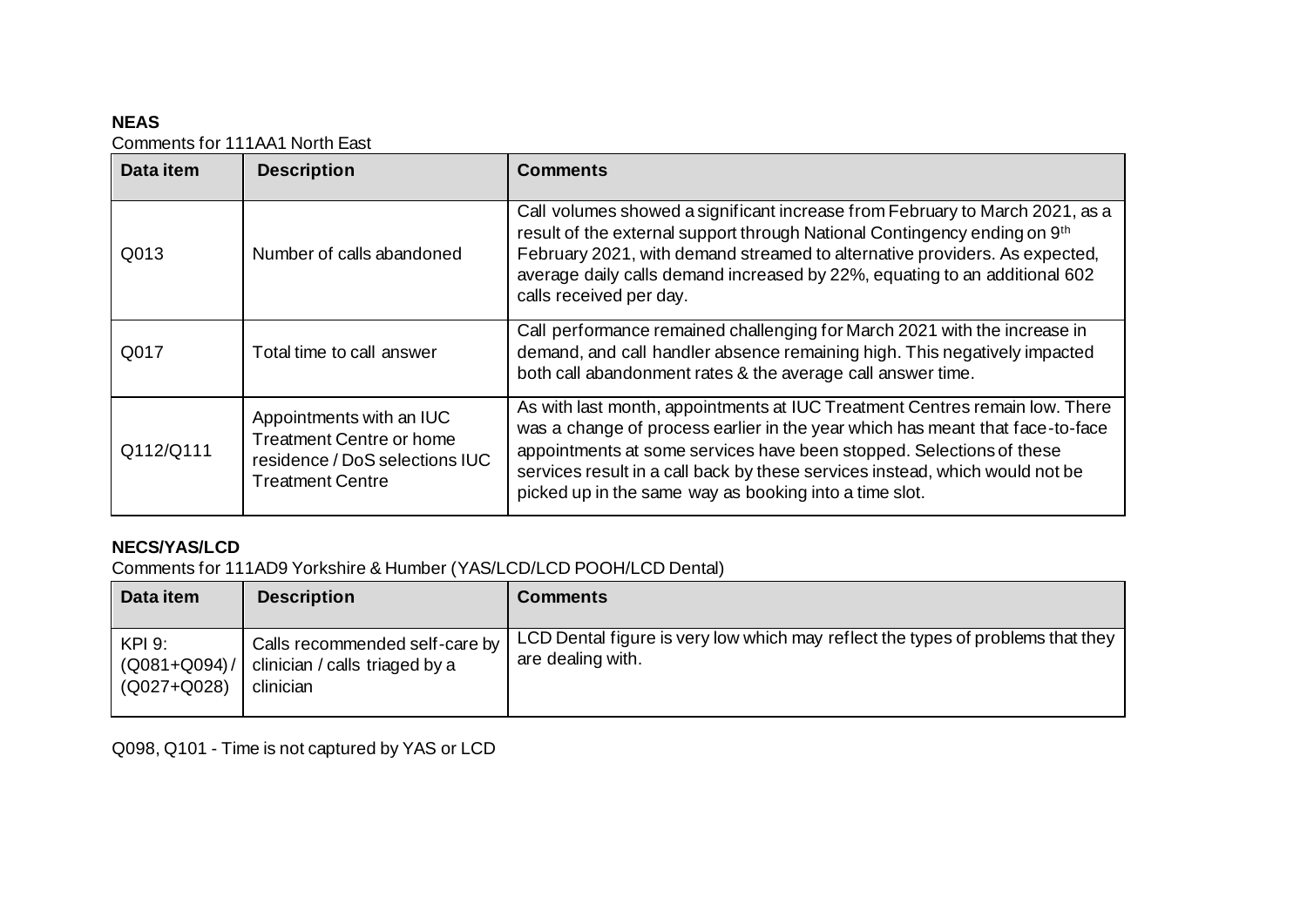**NEAS**

Comments for 111AA1 North East

| Data item | Description | Comments |
|---|---|---|
| Q013 | Number of calls abandoned | Call volumes showed a significant increase from February to March 2021, as a result of the external support through National Contingency ending on 9th February 2021, with demand streamed to alternative providers. As expected, average daily calls demand increased by 22%, equating to an additional 602 calls received per day. |
| Q017 | Total time to call answer | Call performance remained challenging for March 2021 with the increase in demand, and call handler absence remaining high. This negatively impacted both call abandonment rates & the average call answer time. |
| Q112/Q111 | Appointments with an IUC Treatment Centre or home residence / DoS selections IUC Treatment Centre | As with last month, appointments at IUC Treatment Centres remain low. There was a change of process earlier in the year which has meant that face-to-face appointments at some services have been stopped. Selections of these services result in a call back by these services instead, which would not be picked up in the same way as booking into a time slot. |

**NECS/YAS/LCD**

Comments for 111AD9 Yorkshire & Humber (YAS/LCD/LCD POOH/LCD Dental)

| Data item | Description | Comments |
|---|---|---|
| KPI 9: (Q081+Q094) / (Q027+Q028) | Calls recommended self-care by clinician / calls triaged by a clinician | LCD Dental figure is very low which may reflect the types of problems that they are dealing with. |

Q098, Q101 - Time is not captured by YAS or LCD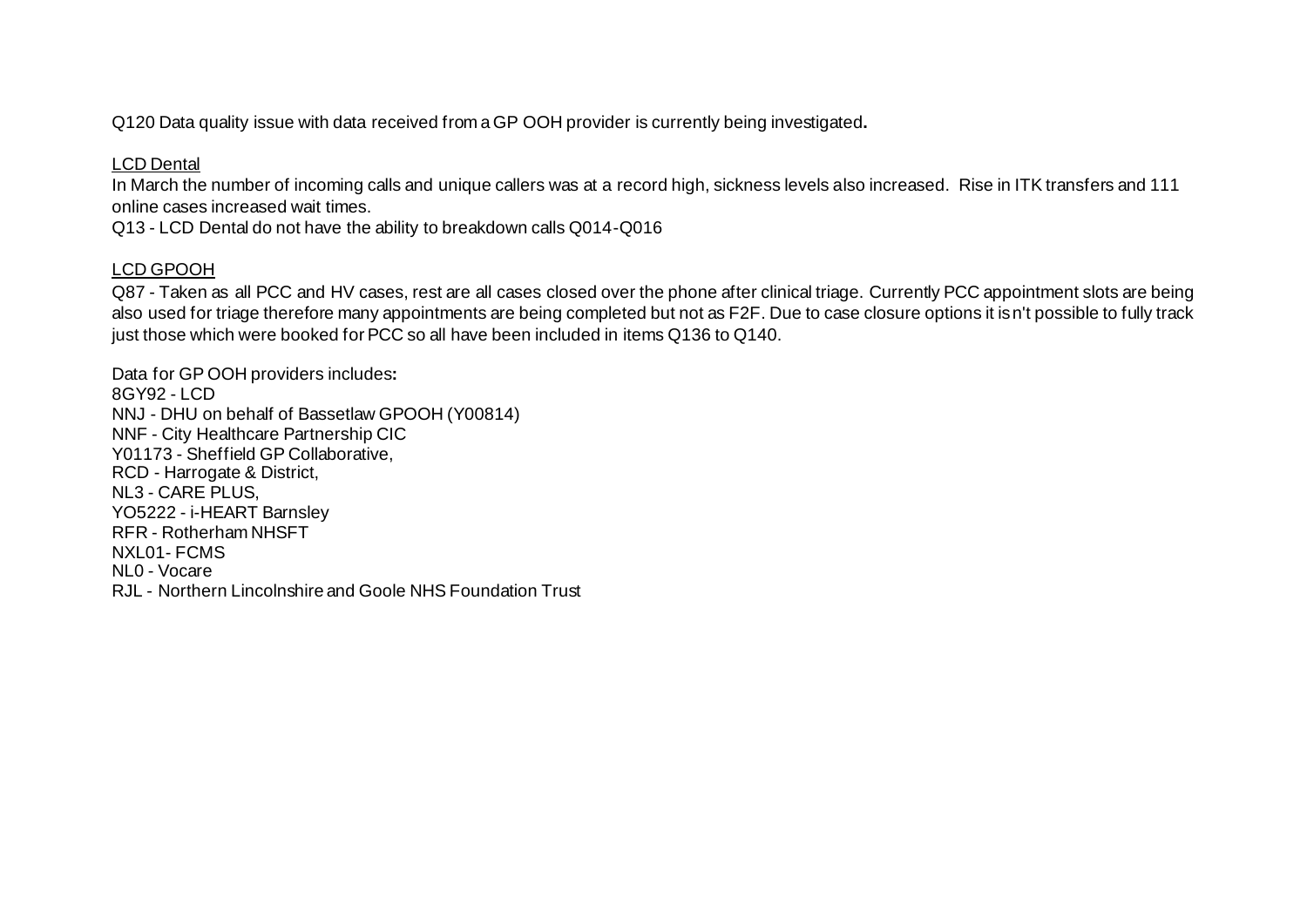Q120 Data quality issue with data received from a GP OOH provider is currently being investigated**.**

<u>LCD Dental</u>

In March the number of incoming calls and unique callers was at a record high, sickness levels also increased. Rise in ITK transfers and 111 online cases increased wait times.

Q13 - LCD Dental do not have the ability to breakdown calls Q014-Q016

<u>LCD GPOOH</u>

Q87 - Taken as all PCC and HV cases, rest are all cases closed over the phone after clinical triage. Currently PCC appointment slots are being also used for triage therefore many appointments are being completed but not as F2F. Due to case closure options it isn't possible to fully track just those which were booked for PCC so all have been included in items Q136 to Q140.

Data for GP OOH providers includes**:**

8GY92 - LCD
NNJ - DHU on behalf of Bassetlaw GPOOH (Y00814)
NNF - City Healthcare Partnership CIC
Y01173 - Sheffield GP Collaborative,
RCD - Harrogate & District,
NL3 - CARE PLUS,
YO5222 - i-HEART Barnsley
RFR - Rotherham NHSFT
NXL01- FCMS
NL0 - Vocare
RJL - Northern Lincolnshire and Goole NHS Foundation Trust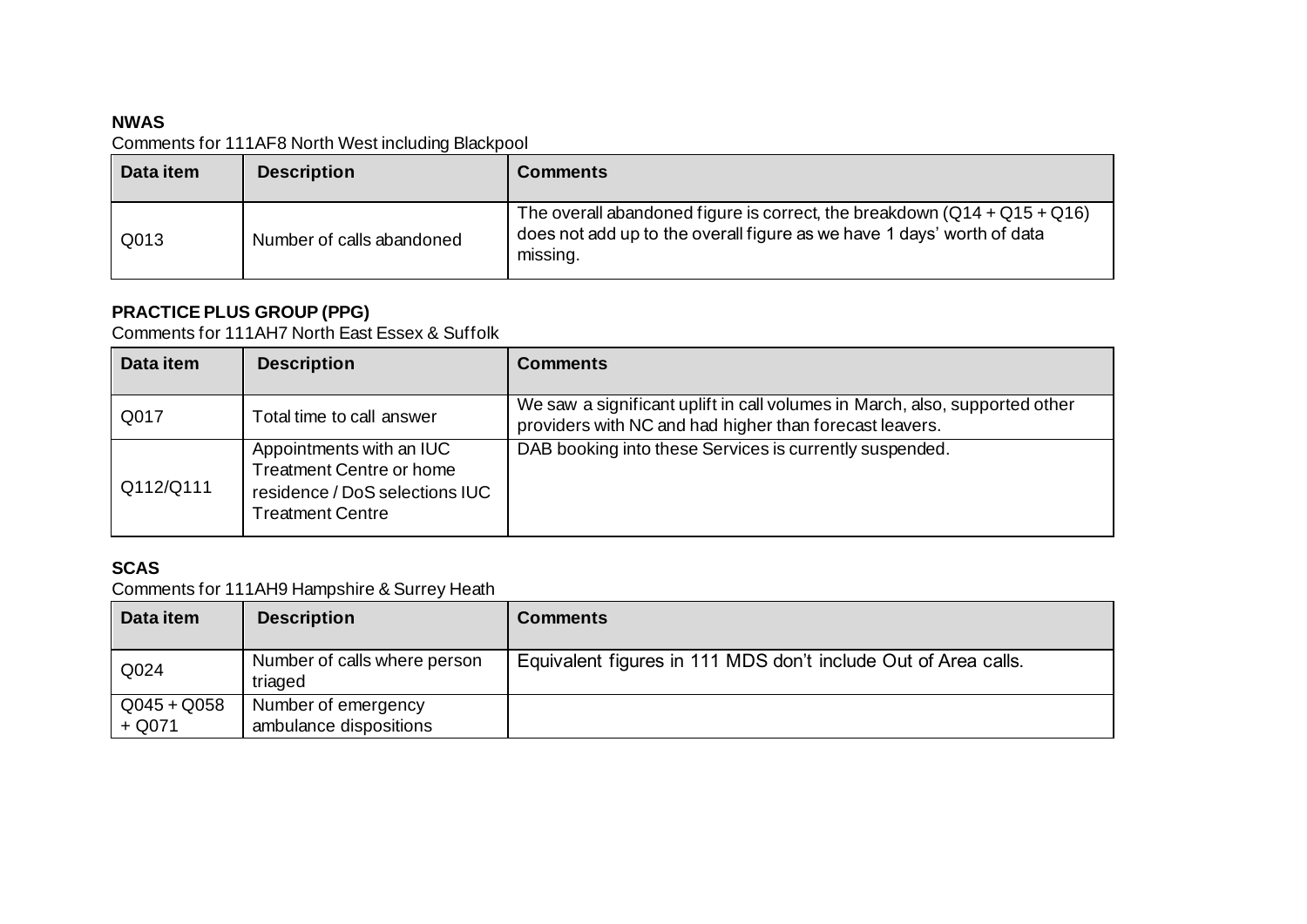**NWAS**

Comments for 111AF8 North West including Blackpool

| Data item | Description | Comments |
|---|---|---|
| Q013 | Number of calls abandoned | The overall abandoned figure is correct, the breakdown (Q14 + Q15 + Q16) does not add up to the overall figure as we have 1 days' worth of data missing. |

**PRACTICE PLUS GROUP (PPG)**

Comments for 111AH7 North East Essex & Suffolk

| Data item | Description | Comments |
|---|---|---|
| Q017 | Total time to call answer | We saw a significant uplift in call volumes in March, also, supported other providers with NC and had higher than forecast leavers. |
| Q112/Q111 | Appointments with an IUC Treatment Centre or home residence / DoS selections IUC Treatment Centre | DAB booking into these Services is currently suspended. |

**SCAS**

Comments for 111AH9 Hampshire & Surrey Heath

| Data item | Description | Comments |
|---|---|---|
| Q024 | Number of calls where person triaged | Equivalent figures in 111 MDS don't include Out of Area calls. |
| Q045 + Q058 + Q071 | Number of emergency ambulance dispositions | |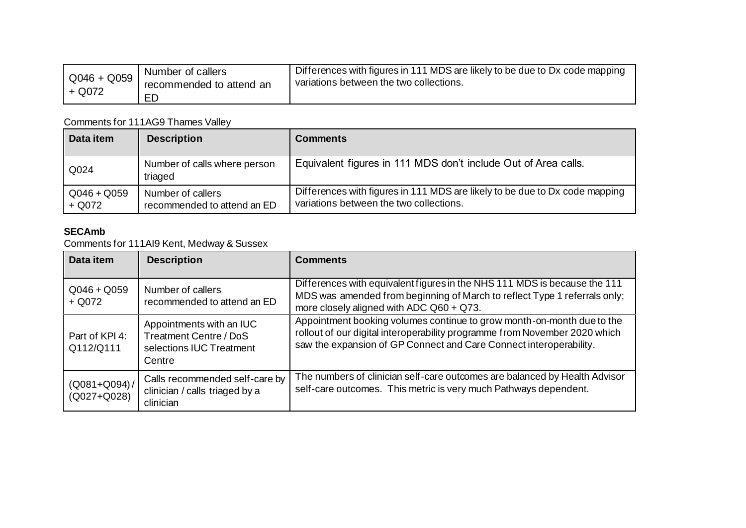| | | |
|---|---|---|
| Q046 + Q059 + Q072 | Number of callers recommended to attend an ED | Differences with figures in 111 MDS are likely to be due to Dx code mapping variations between the two collections. |

Comments for 111AG9 Thames Valley

| Data item | Description | Comments |
|---|---|---|
| Q024 | Number of calls where person triaged | Equivalent figures in 111 MDS don't include Out of Area calls. |
| Q046 + Q059 + Q072 | Number of callers recommended to attend an ED | Differences with figures in 111 MDS are likely to be due to Dx code mapping variations between the two collections. |

**SECAmb**

Comments for 111AI9 Kent, Medway & Sussex

| Data item | Description | Comments |
|---|---|---|
| Q046 + Q059 + Q072 | Number of callers recommended to attend an ED | Differences with equivalent figures in the NHS 111 MDS is because the 111 MDS was amended from beginning of March to reflect Type 1 referrals only; more closely aligned with ADC Q60 + Q73. |
| Part of KPI 4: Q112/Q111 | Appointments with an IUC Treatment Centre / DoS selections IUC Treatment Centre | Appointment booking volumes continue to grow month-on-month due to the rollout of our digital interoperability programme from November 2020 which saw the expansion of GP Connect and Care Connect interoperability. |
| (Q081+Q094) / (Q027+Q028) | Calls recommended self-care by clinician / calls triaged by a clinician | The numbers of clinician self-care outcomes are balanced by Health Advisor self-care outcomes. This metric is very much Pathways dependent. |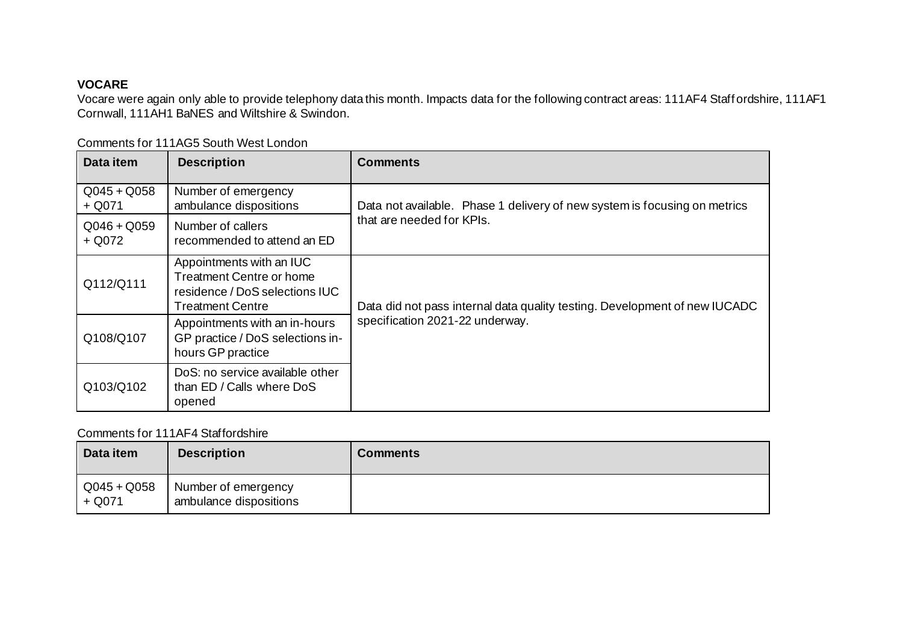**VOCARE**

Vocare were again only able to provide telephony data this month. Impacts data for the following contract areas: 111AF4 Staffordshire, 111AF1 Cornwall, 111AH1 BaNES and Wiltshire & Swindon.

Comments for 111AG5 South West London

| Data item | Description | Comments |
|---|---|---|
| Q045 + Q058 + Q071 | Number of emergency ambulance dispositions | Data not available. Phase 1 delivery of new system is focusing on metrics that are needed for KPIs. |
| Q046 + Q059 + Q072 | Number of callers recommended to attend an ED | |
| Q112/Q111 | Appointments with an IUC Treatment Centre or home residence / DoS selections IUC Treatment Centre | Data did not pass internal data quality testing. Development of new IUCADC specification 2021-22 underway. |
| Q108/Q107 | Appointments with an in-hours GP practice / DoS selections in-hours GP practice | |
| Q103/Q102 | DoS: no service available other than ED / Calls where DoS opened | |

Comments for 111AF4 Staffordshire

| Data item | Description | Comments |
|---|---|---|
| Q045 + Q058 + Q071 | Number of emergency ambulance dispositions | |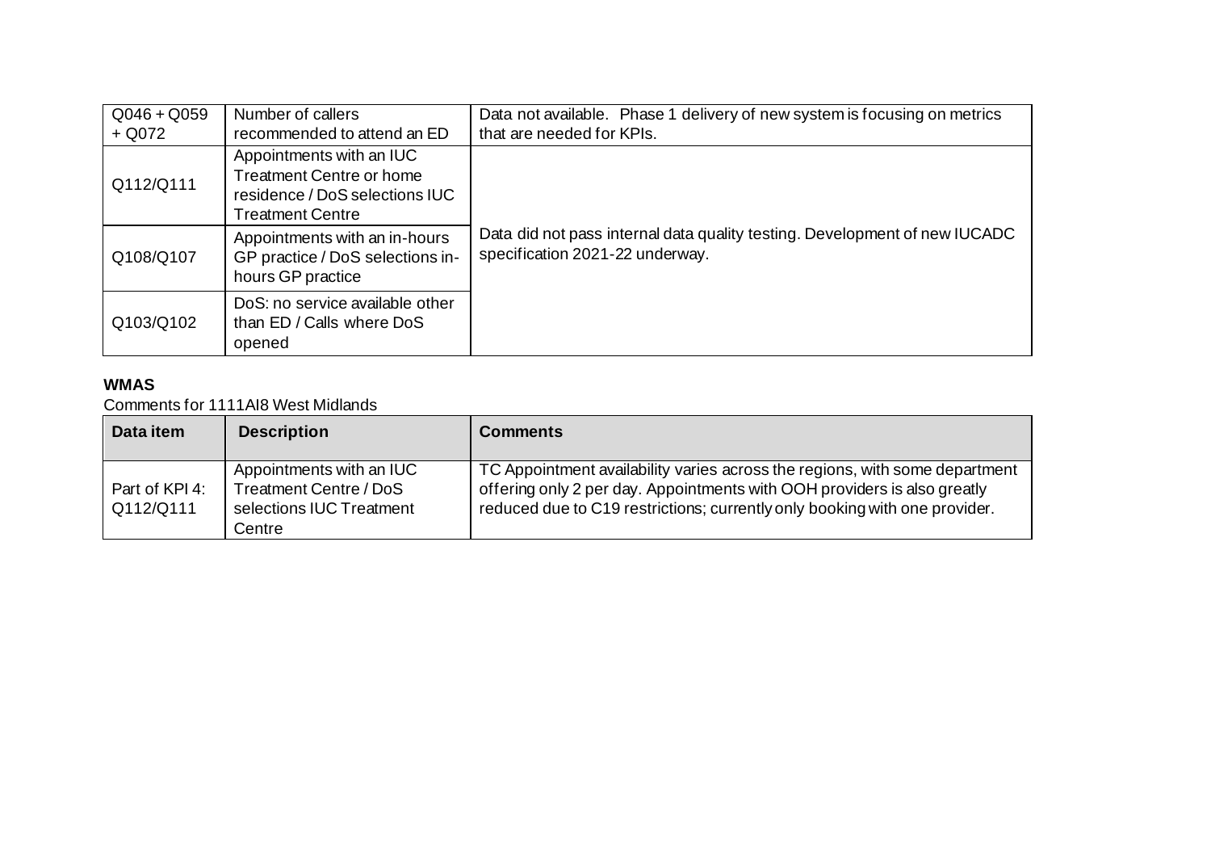| | | |
|---|---|---|
| Q046 + Q059 + Q072 | Number of callers recommended to attend an ED | Data not available. Phase 1 delivery of new system is focusing on metrics that are needed for KPIs. |
| Q112/Q111 | Appointments with an IUC Treatment Centre or home residence / DoS selections IUC Treatment Centre | Data did not pass internal data quality testing. Development of new IUCADC specification 2021-22 underway. |
| Q108/Q107 | Appointments with an in-hours GP practice / DoS selections in-hours GP practice | |
| Q103/Q102 | DoS: no service available other than ED / Calls where DoS opened | |

**WMAS**

Comments for 1111AI8 West Midlands

| Data item | Description | Comments |
|---|---|---|
| Part of KPI 4: Q112/Q111 | Appointments with an IUC Treatment Centre / DoS selections IUC Treatment Centre | TC Appointment availability varies across the regions, with some department offering only 2 per day. Appointments with OOH providers is also greatly reduced due to C19 restrictions; currently only booking with one provider. |